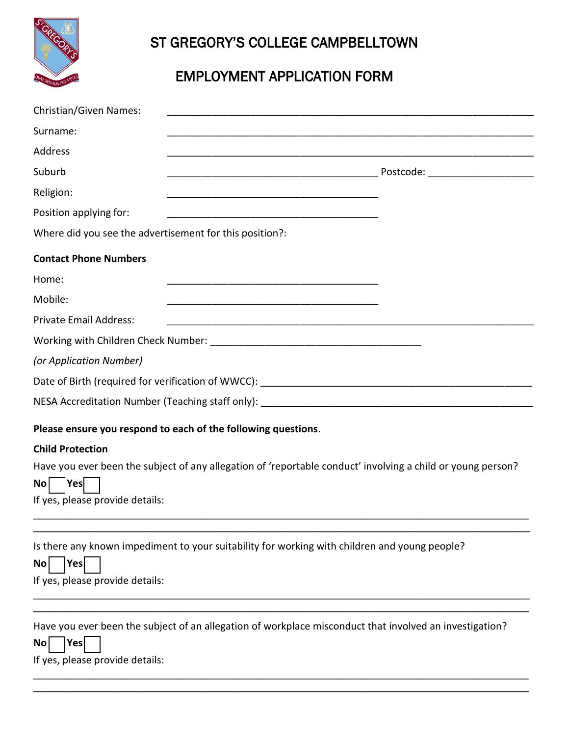# ST GREGORY'S COLLEGE CAMPBELLTOWN

## EMPLOYMENT APPLICATION FORM

Christian/Given Names: ______________________________________________

Surname: ______________________________________________

Address ______________________________________________

Suburb ______________________________ Postcode: ______________

Religion: ______________________________

Position applying for: ______________________________

Where did you see the advertisement for this position?:

**Contact Phone Numbers**

Home: ______________________________

Mobile: ______________________________

Private Email Address: ______________________________________________

Working with Children Check Number: ______________________________

*(or Application Number)*

Date of Birth (required for verification of WWCC): ______________________________

NESA Accreditation Number (Teaching staff only): ______________________________

**Please ensure you respond to each of the following questions**.

**Child Protection**

Have you ever been the subject of any allegation of 'reportable conduct' involving a child or young person?

**No** ☐ **Yes** ☐

If yes, please provide details:

______________________________________________________________________________

______________________________________________________________________________

Is there any known impediment to your suitability for working with children and young people?

**No** ☐ **Yes** ☐

If yes, please provide details:

______________________________________________________________________________

______________________________________________________________________________

Have you ever been the subject of an allegation of workplace misconduct that involved an investigation?

**No** ☐ **Yes** ☐

If yes, please provide details:

______________________________________________________________________________

______________________________________________________________________________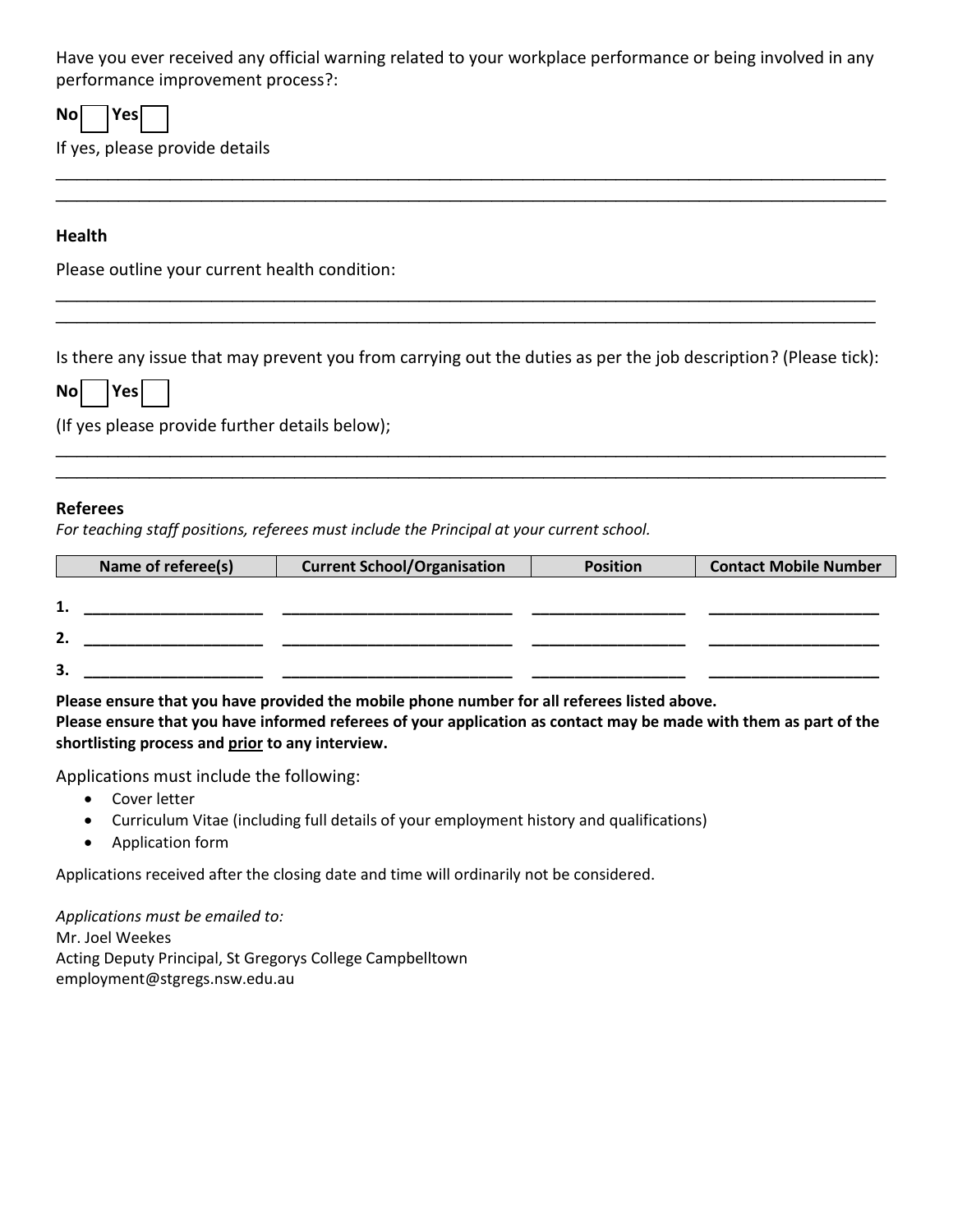Have you ever received any official warning related to your workplace performance or being involved in any performance improvement process?:

**No** ☐ **Yes** ☐

If yes, please provide details

___________________________________________________________________________________________

___________________________________________________________________________________________

**Health**

Please outline your current health condition:

___________________________________________________________________________________________

___________________________________________________________________________________________

Is there any issue that may prevent you from carrying out the duties as per the job description? (Please tick):

**No** ☐ **Yes** ☐

(If yes please provide further details below);

___________________________________________________________________________________________

___________________________________________________________________________________________

**Referees**

*For teaching staff positions, referees must include the Principal at your current school.*

| | Name of referee(s) | Current School/Organisation | Position | Contact Mobile Number |
|---|---|---|---|---|
| 1. | | | | |
| 2. | | | | |
| 3. | | | | |

**Please ensure that you have provided the mobile phone number for all referees listed above.**
**Please ensure that you have informed referees of your application as contact may be made with them as part of the shortlisting process and <u>prior</u> to any interview.**

Applications must include the following:

- Cover letter
- Curriculum Vitae (including full details of your employment history and qualifications)
- Application form

Applications received after the closing date and time will ordinarily not be considered.

*Applications must be emailed to:*
Mr. Joel Weekes
Acting Deputy Principal, St Gregorys College Campbelltown
employment@stgregs.nsw.edu.au